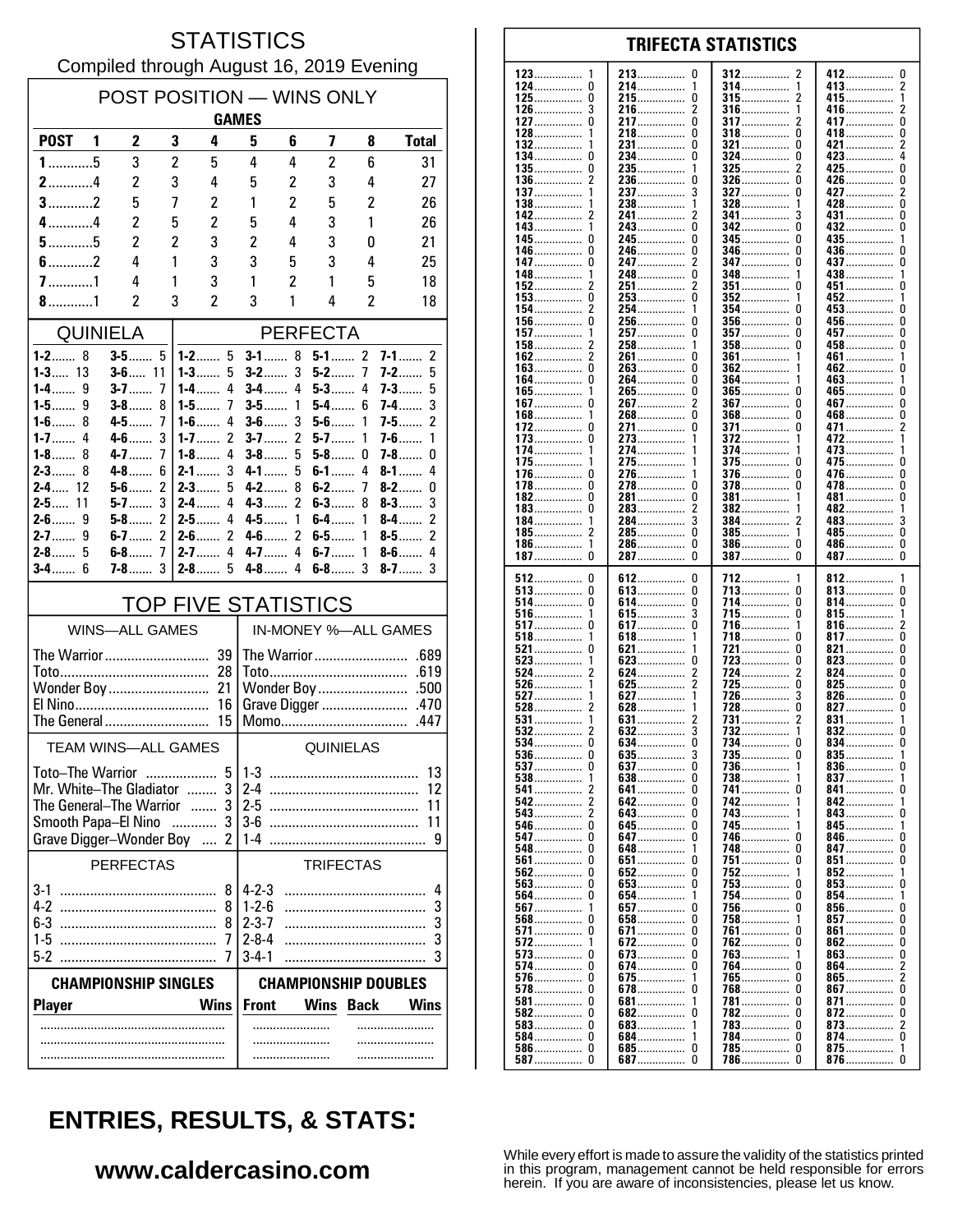# STATISTICS

Compiled through August 16, 2019 Evening

## POST POSITION — WINS ONLY

| POST | GAMES 1 | 2 | 3 | 4 | 5 | 6 | 7 | 8 | Total |
|---|---|---|---|---|---|---|---|---|---|
| 1 | 5 | 3 | 2 | 5 | 4 | 4 | 2 | 6 | 31 |
| 2 | 4 | 2 | 3 | 4 | 5 | 2 | 3 | 4 | 27 |
| 3 | 2 | 5 | 7 | 2 | 1 | 2 | 5 | 2 | 26 |
| 4 | 4 | 2 | 5 | 2 | 5 | 4 | 3 | 1 | 26 |
| 5 | 5 | 2 | 2 | 3 | 2 | 4 | 3 | 0 | 21 |
| 6 | 2 | 4 | 1 | 3 | 3 | 5 | 3 | 4 | 25 |
| 7 | 1 | 4 | 1 | 3 | 1 | 2 | 1 | 5 | 18 |
| 8 | 1 | 2 | 3 | 2 | 3 | 1 | 4 | 2 | 18 |

## QUINIELA

| | | | |
|---|---|---|---|
| 1-2 | 8 | 3-5 | 5 |
| 1-3 | 13 | 3-6 | 11 |
| 1-4 | 9 | 3-7 | 7 |
| 1-5 | 9 | 3-8 | 8 |
| 1-6 | 8 | 4-5 | 7 |
| 1-7 | 4 | 4-6 | 3 |
| 1-8 | 8 | 4-7 | 7 |
| 2-3 | 8 | 4-8 | 6 |
| 2-4 | 12 | 5-6 | 2 |
| 2-5 | 11 | 5-7 | 3 |
| 2-6 | 9 | 5-8 | 2 |
| 2-7 | 9 | 6-7 | 2 |
| 2-8 | 5 | 6-8 | 7 |
| 3-4 | 6 | 7-8 | 3 |

## PERFECTA

| | | | | | | | |
|---|---|---|---|---|---|---|---|
| 1-2 | 5 | 3-1 | 8 | 5-1 | 2 | 7-1 | 2 |
| 1-3 | 5 | 3-2 | 3 | 5-2 | 7 | 7-2 | 5 |
| 1-4 | 4 | 3-4 | 4 | 5-3 | 4 | 7-3 | 5 |
| 1-5 | 7 | 3-5 | 1 | 5-4 | 6 | 7-4 | 3 |
| 1-6 | 4 | 3-6 | 3 | 5-6 | 1 | 7-5 | 2 |
| 1-7 | 2 | 3-7 | 2 | 5-7 | 1 | 7-6 | 1 |
| 1-8 | 4 | 3-8 | 5 | 5-8 | 0 | 7-8 | 0 |
| 2-1 | 3 | 4-1 | 5 | 6-1 | 4 | 8-1 | 4 |
| 2-3 | 5 | 4-2 | 8 | 6-2 | 7 | 8-2 | 0 |
| 2-4 | 4 | 4-3 | 2 | 6-3 | 8 | 8-3 | 3 |
| 2-5 | 4 | 4-5 | 1 | 6-4 | 1 | 8-4 | 2 |
| 2-6 | 2 | 4-6 | 2 | 6-5 | 1 | 8-5 | 2 |
| 2-7 | 4 | 4-7 | 4 | 6-7 | 1 | 8-6 | 4 |
| 2-8 | 5 | 4-8 | 4 | 6-8 | 3 | 8-7 | 3 |

## TOP FIVE STATISTICS

| WINS—ALL GAMES | | IN-MONEY %—ALL GAMES | |
|---|---|---|---|
| The Warrior | 39 | The Warrior | .689 |
| Toto | 28 | Toto | .619 |
| Wonder Boy | 21 | Wonder Boy | .500 |
| El Nino | 16 | Grave Digger | .470 |
| The General | 15 | Momo | .447 |

| TEAM WINS—ALL GAMES | | QUINIELAS | |
|---|---|---|---|
| Toto–The Warrior | 5 | 1-3 | 13 |
| Mr. White–The Gladiator | 3 | 2-4 | 12 |
| The General–The Warrior | 3 | 2-5 | 11 |
| Smooth Papa–El Nino | 3 | 3-6 | 11 |
| Grave Digger–Wonder Boy | 2 | 1-4 | 9 |

| PERFECTAS | | TRIFECTAS | |
|---|---|---|---|
| 3-1 | 8 | 4-2-3 | 4 |
| 4-2 | 8 | 1-2-6 | 3 |
| 6-3 | 8 | 2-3-7 | 3 |
| 1-5 | 7 | 2-8-4 | 3 |
| 5-2 | 7 | 3-4-1 | 3 |

| CHAMPIONSHIP SINGLES | | CHAMPIONSHIP DOUBLES | | | |
|---|---|---|---|---|---|
| Player | Wins | Front | Wins | Back | Wins |
| | | | | | |

## TRIFECTA STATISTICS

| | | | | | | | |
|---|---|---|---|---|---|---|---|
| 123 | 1 | 213 | 0 | 312 | 2 | 412 | 0 |
| 124 | 0 | 214 | 1 | 314 | 1 | 413 | 2 |
| 125 | 0 | 215 | 0 | 315 | 2 | 415 | 1 |
| 126 | 3 | 216 | 2 | 316 | 1 | 416 | 2 |
| 127 | 0 | 217 | 0 | 317 | 2 | 417 | 0 |
| 128 | 1 | 218 | 0 | 318 | 0 | 418 | 0 |
| 132 | 1 | 231 | 0 | 321 | 0 | 421 | 2 |
| 134 | 0 | 234 | 0 | 324 | 0 | 423 | 4 |
| 135 | 0 | 235 | 1 | 325 | 2 | 425 | 0 |
| 136 | 2 | 236 | 0 | 326 | 0 | 426 | 0 |
| 137 | 1 | 237 | 3 | 327 | 0 | 427 | 2 |
| 138 | 1 | 238 | 1 | 328 | 1 | 428 | 0 |
| 142 | 2 | 241 | 2 | 341 | 3 | 431 | 0 |
| 143 | 1 | 243 | 0 | 342 | 0 | 432 | 0 |
| 145 | 0 | 245 | 0 | 345 | 0 | 435 | 1 |
| 146 | 0 | 246 | 0 | 346 | 0 | 436 | 0 |
| 147 | 0 | 247 | 2 | 347 | 0 | 437 | 0 |
| 148 | 1 | 248 | 0 | 348 | 1 | 438 | 1 |
| 152 | 2 | 251 | 2 | 351 | 0 | 451 | 0 |
| 153 | 0 | 253 | 0 | 352 | 1 | 452 | 1 |
| 154 | 2 | 254 | 1 | 354 | 0 | 453 | 0 |
| 156 | 0 | 256 | 0 | 356 | 0 | 456 | 0 |
| 157 | 1 | 257 | 0 | 357 | 0 | 457 | 0 |
| 158 | 2 | 258 | 1 | 358 | 0 | 458 | 0 |
| 162 | 2 | 261 | 0 | 361 | 1 | 461 | 1 |
| 163 | 0 | 263 | 0 | 362 | 1 | 462 | 0 |
| 164 | 0 | 264 | 0 | 364 | 1 | 463 | 1 |
| 165 | 1 | 265 | 0 | 365 | 0 | 465 | 0 |
| 167 | 0 | 267 | 2 | 367 | 0 | 467 | 0 |
| 168 | 1 | 268 | 0 | 368 | 0 | 468 | 0 |
| 172 | 0 | 271 | 0 | 371 | 0 | 471 | 2 |
| 173 | 0 | 273 | 1 | 372 | 1 | 472 | 1 |
| 174 | 1 | 274 | 1 | 374 | 1 | 473 | 1 |
| 175 | 1 | 275 | 1 | 375 | 0 | 475 | 0 |
| 176 | 0 | 276 | 1 | 376 | 0 | 476 | 0 |
| 178 | 0 | 278 | 0 | 378 | 0 | 478 | 0 |
| 182 | 0 | 281 | 0 | 381 | 1 | 481 | 0 |
| 183 | 0 | 283 | 2 | 382 | 1 | 482 | 1 |
| 184 | 1 | 284 | 3 | 384 | 2 | 483 | 3 |
| 185 | 2 | 285 | 0 | 385 | 1 | 485 | 0 |
| 186 | 1 | 286 | 0 | 386 | 0 | 486 | 0 |
| 187 | 0 | 287 | 0 | 387 | 0 | 487 | 0 |
| 512 | 0 | 612 | 0 | 712 | 1 | 812 | 1 |
| 513 | 0 | 613 | 0 | 713 | 0 | 813 | 0 |
| 514 | 0 | 614 | 0 | 714 | 0 | 814 | 0 |
| 516 | 1 | 615 | 3 | 715 | 0 | 815 | 1 |
| 517 | 0 | 617 | 0 | 716 | 1 | 816 | 2 |
| 518 | 1 | 618 | 1 | 718 | 0 | 817 | 0 |
| 521 | 0 | 621 | 1 | 721 | 0 | 821 | 0 |
| 523 | 1 | 623 | 0 | 723 | 0 | 823 | 0 |
| 524 | 2 | 624 | 2 | 724 | 2 | 824 | 0 |
| 526 | 1 | 625 | 2 | 725 | 0 | 825 | 0 |
| 527 | 1 | 627 | 1 | 726 | 3 | 826 | 0 |
| 528 | 2 | 628 | 1 | 728 | 0 | 827 | 0 |
| 531 | 1 | 631 | 2 | 731 | 2 | 831 | 1 |
| 532 | 2 | 632 | 3 | 732 | 1 | 832 | 0 |
| 534 | 0 | 634 | 0 | 734 | 0 | 834 | 0 |
| 536 | 0 | 635 | 3 | 735 | 0 | 835 | 1 |
| 537 | 0 | 637 | 0 | 736 | 1 | 836 | 0 |
| 538 | 1 | 638 | 0 | 738 | 1 | 837 | 1 |
| 541 | 2 | 641 | 0 | 741 | 0 | 841 | 0 |
| 542 | 2 | 642 | 0 | 742 | 1 | 842 | 1 |
| 543 | 2 | 643 | 0 | 743 | 1 | 843 | 0 |
| 546 | 0 | 645 | 0 | 745 | 1 | 845 | 1 |
| 547 | 0 | 647 | 0 | 746 | 0 | 846 | 0 |
| 548 | 0 | 648 | 1 | 748 | 0 | 847 | 0 |
| 561 | 0 | 651 | 0 | 751 | 0 | 851 | 0 |
| 562 | 0 | 652 | 0 | 752 | 1 | 852 | 1 |
| 563 | 0 | 653 | 0 | 753 | 0 | 853 | 0 |
| 564 | 0 | 654 | 1 | 754 | 0 | 854 | 1 |
| 567 | 1 | 657 | 0 | 756 | 0 | 856 | 0 |
| 568 | 0 | 658 | 0 | 758 | 1 | 857 | 0 |
| 571 | 0 | 671 | 0 | 761 | 0 | 861 | 0 |
| 572 | 1 | 672 | 0 | 762 | 0 | 862 | 0 |
| 573 | 0 | 673 | 0 | 763 | 1 | 863 | 0 |
| 574 | 0 | 674 | 0 | 764 | 0 | 864 | 2 |
| 576 | 0 | 675 | 1 | 765 | 0 | 865 | 2 |
| 578 | 0 | 678 | 0 | 768 | 0 | 867 | 0 |
| 581 | 0 | 681 | 1 | 781 | 0 | 871 | 0 |
| 582 | 0 | 682 | 0 | 782 | 0 | 872 | 0 |
| 583 | 0 | 683 | 1 | 783 | 0 | 873 | 2 |
| 584 | 0 | 684 | 1 | 784 | 0 | 874 | 0 |
| 586 | 0 | 685 | 0 | 785 | 0 | 875 | 1 |
| 587 | 0 | 687 | 0 | 786 | 0 | 876 | 0 |

## ENTRIES, RESULTS, & STATS:

**www.caldercasino.com**

While every effort is made to assure the validity of the statistics printed in this program, management cannot be held responsible for errors herein. If you are aware of inconsistencies, please let us know.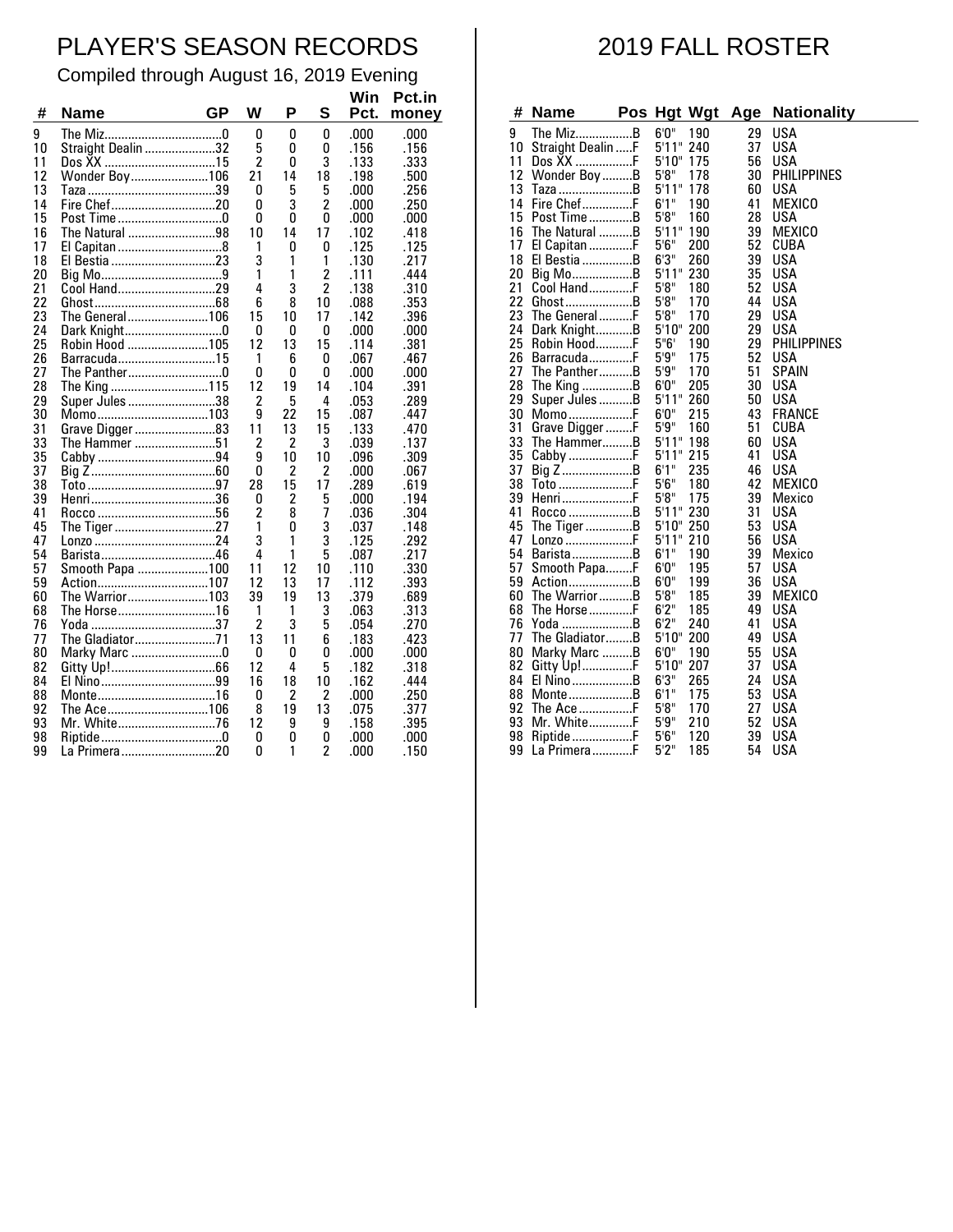# PLAYER'S SEASON RECORDS

Compiled through August 16, 2019 Evening

| # | Name | GP | W | P | S | Win Pct. | Pct.in money |
|---|---|---|---|---|---|---|---|
| 9 | The Miz | 0 | 0 | 0 | 0 | .000 | .000 |
| 10 | Straight Dealin | 32 | 5 | 0 | 0 | .156 | .156 |
| 11 | Dos XX | 15 | 2 | 0 | 3 | .133 | .333 |
| 12 | Wonder Boy | 106 | 21 | 14 | 18 | .198 | .500 |
| 13 | Taza | 39 | 0 | 5 | 5 | .000 | .256 |
| 14 | Fire Chef | 20 | 0 | 3 | 2 | .000 | .250 |
| 15 | Post Time | 0 | 0 | 0 | 0 | .000 | .000 |
| 16 | The Natural | 98 | 10 | 14 | 17 | .102 | .418 |
| 17 | El Capitan | 8 | 1 | 0 | 0 | .125 | .125 |
| 18 | El Bestia | 23 | 3 | 1 | 1 | .130 | .217 |
| 20 | Big Mo | 9 | 1 | 1 | 2 | .111 | .444 |
| 21 | Cool Hand | 29 | 4 | 3 | 2 | .138 | .310 |
| 22 | Ghost | 68 | 6 | 8 | 10 | .088 | .353 |
| 23 | The General | 106 | 15 | 10 | 17 | .142 | .396 |
| 24 | Dark Knight | 0 | 0 | 0 | 0 | .000 | .000 |
| 25 | Robin Hood | 105 | 12 | 13 | 15 | .114 | .381 |
| 26 | Barracuda | 15 | 1 | 6 | 0 | .067 | .467 |
| 27 | The Panther | 0 | 0 | 0 | 0 | .000 | .000 |
| 28 | The King | 115 | 12 | 19 | 14 | .104 | .391 |
| 29 | Super Jules | 38 | 2 | 5 | 4 | .053 | .289 |
| 30 | Momo | 103 | 9 | 22 | 15 | .087 | .447 |
| 31 | Grave Digger | 83 | 11 | 13 | 15 | .133 | .470 |
| 33 | The Hammer | 51 | 2 | 2 | 3 | .039 | .137 |
| 35 | Cabby | 94 | 9 | 10 | 10 | .096 | .309 |
| 37 | Big Z | 60 | 0 | 2 | 2 | .000 | .067 |
| 38 | Toto | 97 | 28 | 15 | 17 | .289 | .619 |
| 39 | Henri | 36 | 0 | 2 | 5 | .000 | .194 |
| 41 | Rocco | 56 | 2 | 8 | 7 | .036 | .304 |
| 45 | The Tiger | 27 | 1 | 0 | 3 | .037 | .148 |
| 47 | Lonzo | 24 | 3 | 1 | 3 | .125 | .292 |
| 54 | Barista | 46 | 4 | 1 | 5 | .087 | .217 |
| 57 | Smooth Papa | 100 | 11 | 12 | 10 | .110 | .330 |
| 59 | Action | 107 | 12 | 13 | 17 | .112 | .393 |
| 60 | The Warrior | 103 | 39 | 19 | 13 | .379 | .689 |
| 68 | The Horse | 16 | 1 | 1 | 3 | .063 | .313 |
| 76 | Yoda | 37 | 2 | 3 | 5 | .054 | .270 |
| 77 | The Gladiator | 71 | 13 | 11 | 6 | .183 | .423 |
| 80 | Marky Marc | 0 | 0 | 0 | 0 | .000 | .000 |
| 82 | Gitty Up! | 66 | 12 | 4 | 5 | .182 | .318 |
| 84 | El Nino | 99 | 16 | 18 | 10 | .162 | .444 |
| 88 | Monte | 16 | 0 | 2 | 2 | .000 | .250 |
| 92 | The Ace | 106 | 8 | 19 | 13 | .075 | .377 |
| 93 | Mr. White | 76 | 12 | 9 | 9 | .158 | .395 |
| 98 | Riptide | 0 | 0 | 0 | 0 | .000 | .000 |
| 99 | La Primera | 20 | 0 | 1 | 2 | .000 | .150 |

# 2019 FALL ROSTER

| # | Name | Pos | Hgt | Wgt | Age | Nationality |
|---|---|---|---|---|---|---|
| 9 | The Miz | B | 6'0" | 190 | 29 | USA |
| 10 | Straight Dealin | F | 5'11" | 240 | 37 | USA |
| 11 | Dos XX | F | 5'10" | 175 | 56 | USA |
| 12 | Wonder Boy | B | 5'8" | 178 | 30 | PHILIPPINES |
| 13 | Taza | B | 5'11" | 178 | 60 | USA |
| 14 | Fire Chef | F | 6'1" | 190 | 41 | MEXICO |
| 15 | Post Time | B | 5'8" | 160 | 28 | USA |
| 16 | The Natural | B | 5'11" | 190 | 39 | MEXICO |
| 17 | El Capitan | F | 5'6" | 200 | 52 | CUBA |
| 18 | El Bestia | B | 6'3" | 260 | 39 | USA |
| 20 | Big Mo | B | 5'11" | 230 | 35 | USA |
| 21 | Cool Hand | F | 5'8" | 180 | 52 | USA |
| 22 | Ghost | B | 5'8" | 170 | 44 | USA |
| 23 | The General | F | 5'8" | 170 | 29 | USA |
| 24 | Dark Knight | B | 5'10" | 200 | 29 | USA |
| 25 | Robin Hood | F | 5"6' | 190 | 29 | PHILIPPINES |
| 26 | Barracuda | F | 5'9" | 175 | 52 | USA |
| 27 | The Panther | B | 5'9" | 170 | 51 | SPAIN |
| 28 | The King | B | 6'0" | 205 | 30 | USA |
| 29 | Super Jules | B | 5'11" | 260 | 50 | USA |
| 30 | Momo | F | 6'0" | 215 | 43 | FRANCE |
| 31 | Grave Digger | F | 5'9" | 160 | 51 | CUBA |
| 33 | The Hammer | B | 5'11" | 198 | 60 | USA |
| 35 | Cabby | F | 5'11" | 215 | 41 | USA |
| 37 | Big Z | B | 6'1" | 235 | 46 | USA |
| 38 | Toto | F | 5'6" | 180 | 42 | MEXICO |
| 39 | Henri | F | 5'8" | 175 | 39 | Mexico |
| 41 | Rocco | B | 5'11" | 230 | 31 | USA |
| 45 | The Tiger | B | 5'10" | 250 | 53 | USA |
| 47 | Lonzo | F | 5'11" | 210 | 56 | USA |
| 54 | Barista | B | 6'1" | 190 | 39 | Mexico |
| 57 | Smooth Papa | F | 6'0" | 195 | 57 | USA |
| 59 | Action | B | 6'0" | 199 | 36 | USA |
| 60 | The Warrior | B | 5'8" | 185 | 39 | MEXICO |
| 68 | The Horse | F | 6'2" | 185 | 49 | USA |
| 76 | Yoda | B | 6'2" | 240 | 41 | USA |
| 77 | The Gladiator | B | 5'10" | 200 | 49 | USA |
| 80 | Marky Marc | B | 6'0" | 190 | 55 | USA |
| 82 | Gitty Up! | F | 5'10" | 207 | 37 | USA |
| 84 | El Nino | B | 6'3" | 265 | 24 | USA |
| 88 | Monte | B | 6'1" | 175 | 53 | USA |
| 92 | The Ace | F | 5'8" | 170 | 27 | USA |
| 93 | Mr. White | F | 5'9" | 210 | 52 | USA |
| 98 | Riptide | F | 5'6" | 120 | 39 | USA |
| 99 | La Primera | F | 5'2" | 185 | 54 | USA |